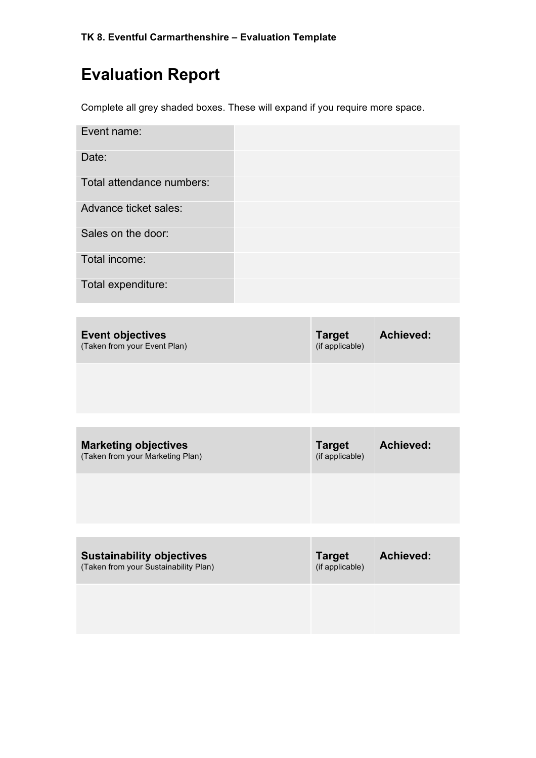TK 8. Eventful Carmarthenshire – Evaluation Template

# Evaluation Report

Complete all grey shaded boxes. These will expand if you require more space.

| | |
|---|---|
| Event name: | |
| Date: | |
| Total attendance numbers: | |
| Advance ticket sales: | |
| Sales on the door: | |
| Total income: | |
| Total expenditure: | |

| **Event objectives** (Taken from your Event Plan) | **Target** (if applicable) | **Achieved:** |
|---|---|---|
| | | |

| **Marketing objectives** (Taken from your Marketing Plan) | **Target** (if applicable) | **Achieved:** |
|---|---|---|
| | | |

| **Sustainability objectives** (Taken from your Sustainability Plan) | **Target** (if applicable) | **Achieved:** |
|---|---|---|
| | | |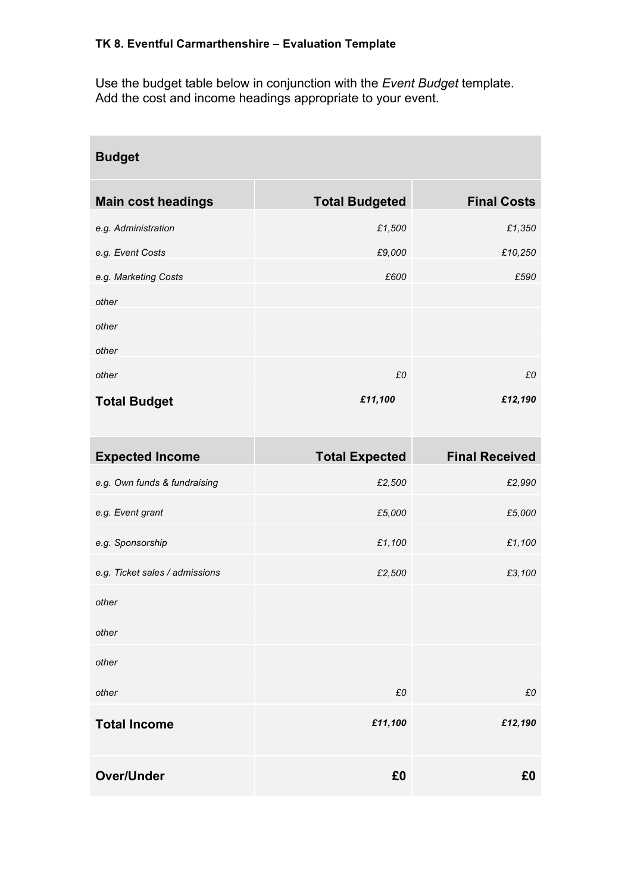**TK 8. Eventful Carmarthenshire – Evaluation Template**

Use the budget table below in conjunction with the *Event Budget* template. Add the cost and income headings appropriate to your event.

| **Budget** | | |
|---|---|---|
| **Main cost headings** | **Total Budgeted** | **Final Costs** |
| *e.g. Administration* | *£1,500* | *£1,350* |
| *e.g. Event Costs* | *£9,000* | *£10,250* |
| *e.g. Marketing Costs* | *£600* | *£590* |
| *other* | | |
| *other* | | |
| *other* | | |
| *other* | *£0* | *£0* |
| **Total Budget** | ***£11,100*** | ***£12,190*** |
| **Expected Income** | **Total Expected** | **Final Received** |
| *e.g. Own funds & fundraising* | *£2,500* | *£2,990* |
| *e.g. Event grant* | *£5,000* | *£5,000* |
| *e.g. Sponsorship* | *£1,100* | *£1,100* |
| *e.g. Ticket sales / admissions* | *£2,500* | *£3,100* |
| *other* | | |
| *other* | | |
| *other* | | |
| *other* | *£0* | *£0* |
| **Total Income** | ***£11,100*** | ***£12,190*** |
| **Over/Under** | **£0** | **£0** |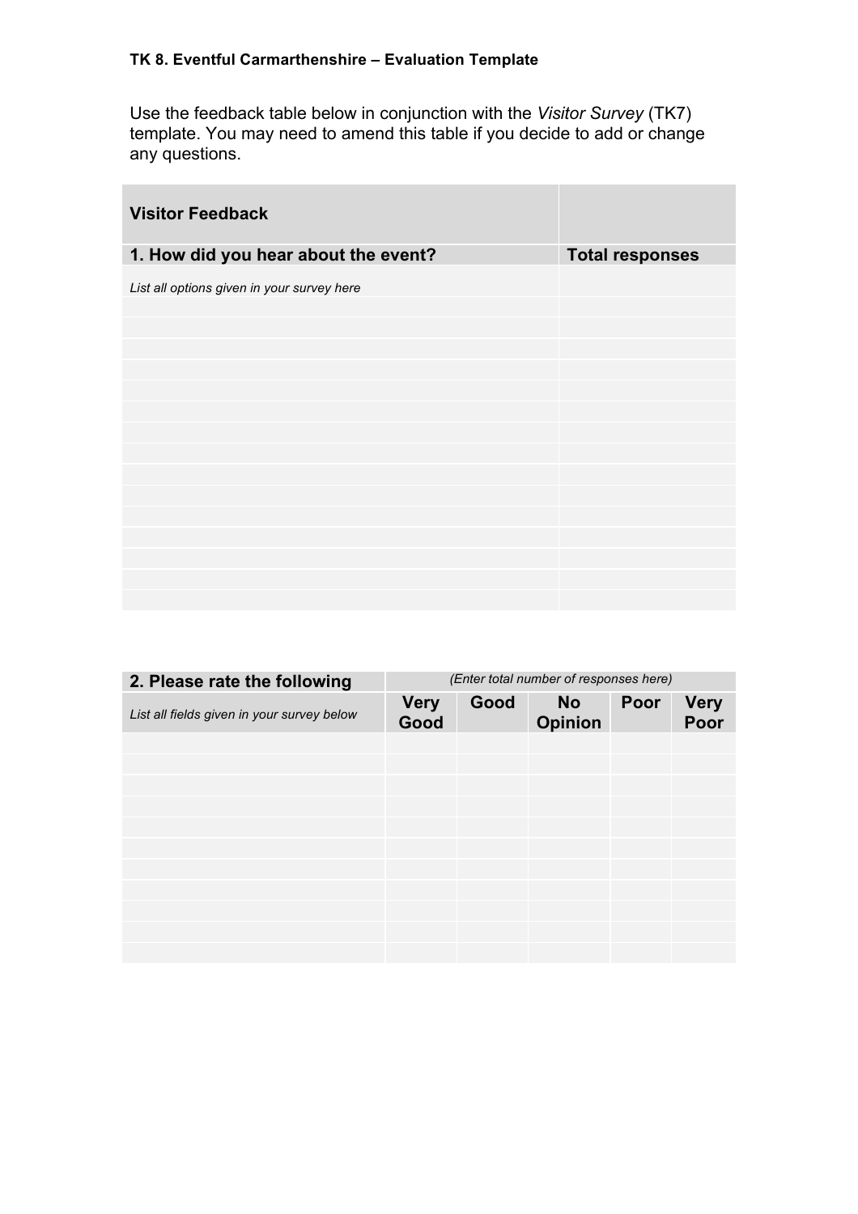**TK 8. Eventful Carmarthenshire – Evaluation Template**

Use the feedback table below in conjunction with the *Visitor Survey* (TK7) template. You may need to amend this table if you decide to add or change any questions.

| **Visitor Feedback** | |
|---|---|
| **1. How did you hear about the event?** | **Total responses** |
| *List all options given in your survey here* | |
| | |
| | |
| | |
| | |
| | |
| | |
| | |
| | |
| | |
| | |
| | |
| | |
| | |
| | |
| | |

| **2. Please rate the following** | *(Enter total number of responses here)* | | | | |
|---|---|---|---|---|---|
| *List all fields given in your survey below* | **Very Good** | **Good** | **No Opinion** | **Poor** | **Very Poor** |
| | | | | | |
| | | | | | |
| | | | | | |
| | | | | | |
| | | | | | |
| | | | | | |
| | | | | | |
| | | | | | |
| | | | | | |
| | | | | | |
| | | | | | |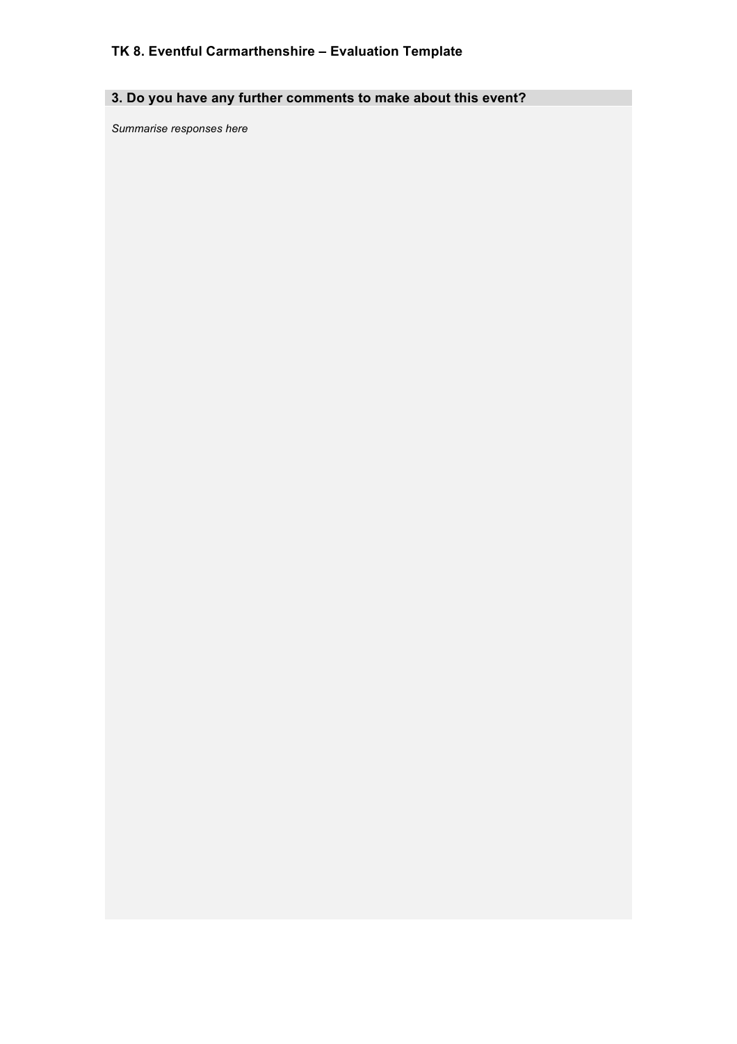**TK 8. Eventful Carmarthenshire – Evaluation Template**

## 3. Do you have any further comments to make about this event?

*Summarise responses here*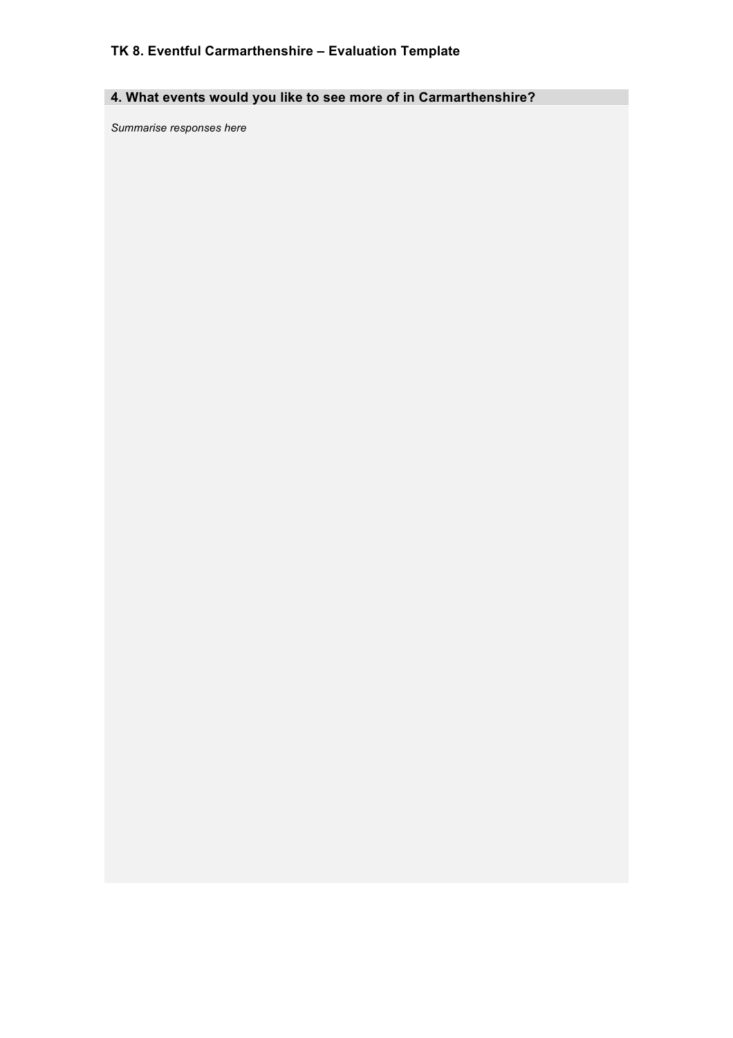**TK 8. Eventful Carmarthenshire – Evaluation Template**

## 4. What events would you like to see more of in Carmarthenshire?

*Summarise responses here*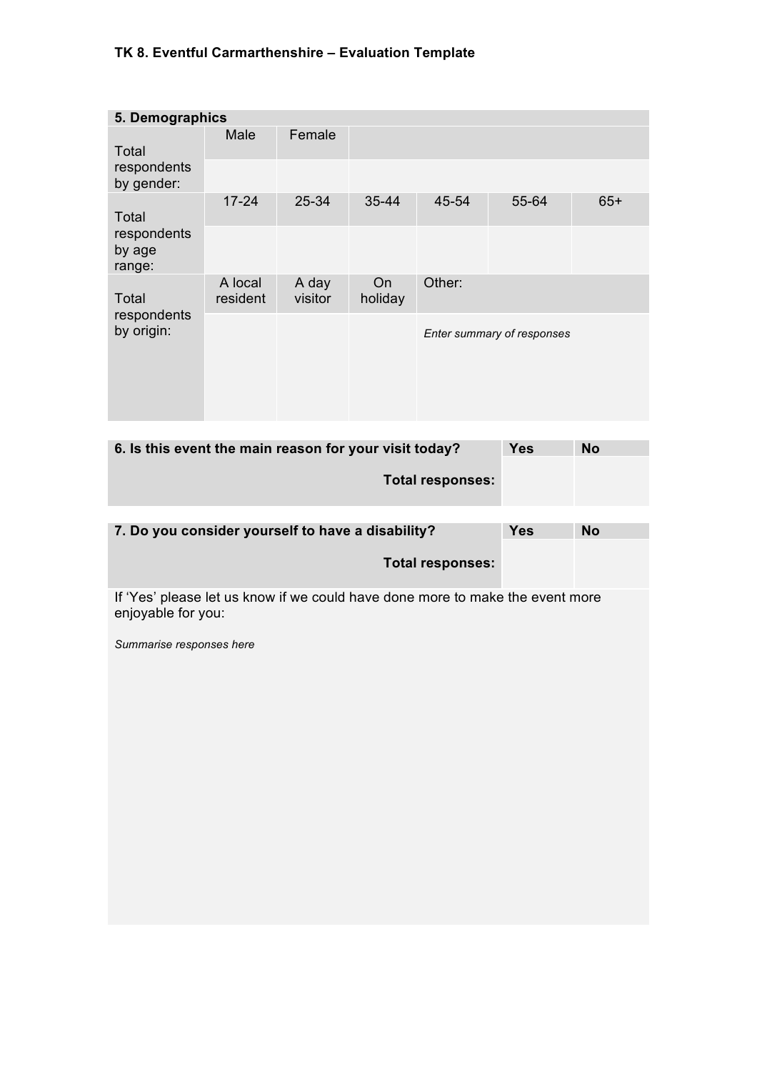TK 8. Eventful Carmarthenshire – Evaluation Template

| 5. Demographics | | | | | | |
|---|---|---|---|---|---|---|
| Total respondents by gender: | Male | Female | | | | |
| | | | | | | |
| Total respondents by age range: | 17-24 | 25-34 | 35-44 | 45-54 | 55-64 | 65+ |
| | | | | | | |
| Total respondents by origin: | A local resident | A day visitor | On holiday | Other: | | |
| | | | | *Enter summary of responses* | | |

| 6. Is this event the main reason for your visit today? | Yes | No |
|---|---|---|
| **Total responses:** | | |

| 7. Do you consider yourself to have a disability? | Yes | No |
|---|---|---|
| **Total responses:** | | |

If 'Yes' please let us know if we could have done more to make the event more enjoyable for you:

*Summarise responses here*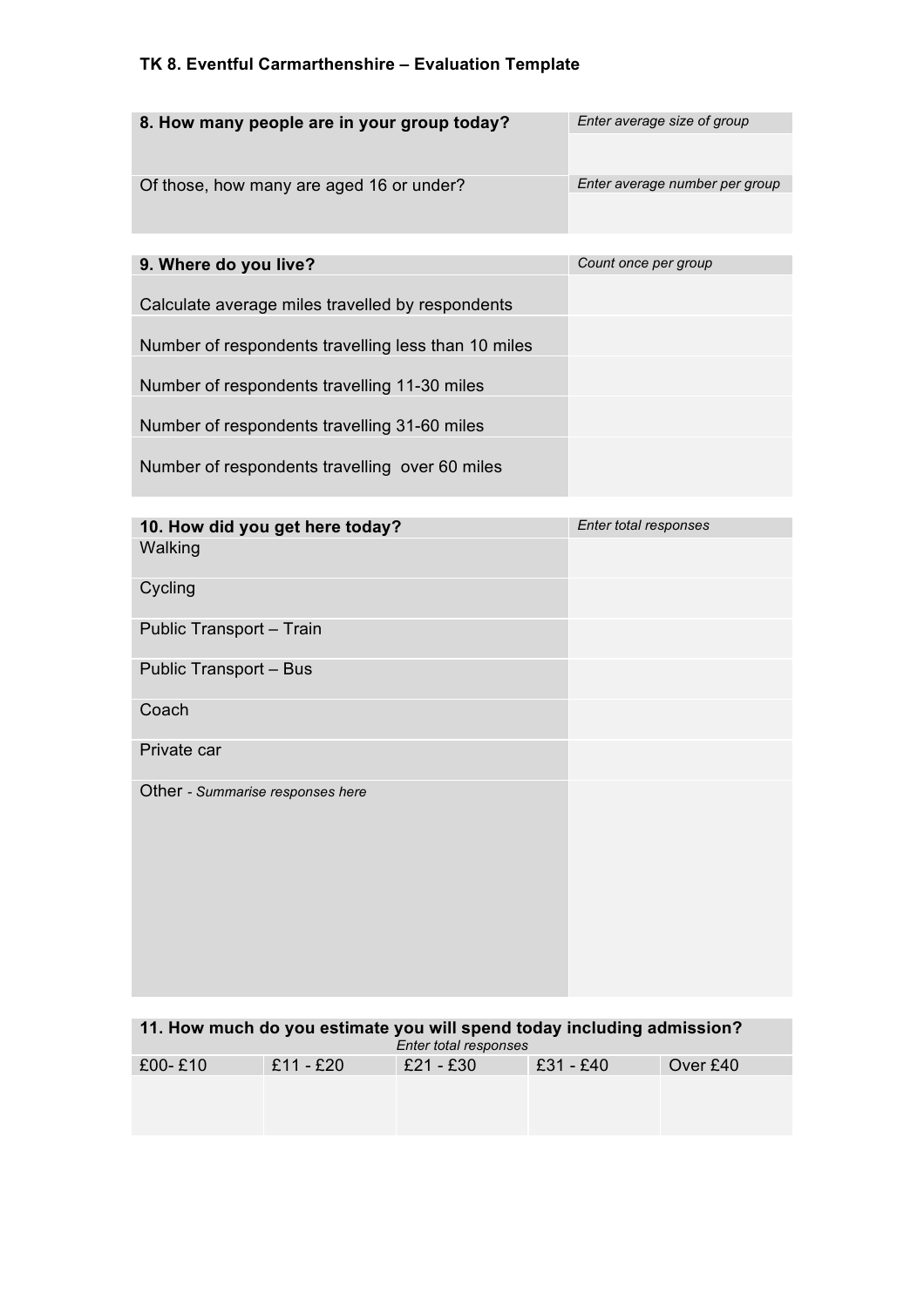TK 8. Eventful Carmarthenshire – Evaluation Template

| **8. How many people are in your group today?** | *Enter average size of group* |
| --- | --- |
| | |
| Of those, how many are aged 16 or under? | *Enter average number per group* |
| | |

| **9. Where do you live?** | *Count once per group* |
| --- | --- |
| Calculate average miles travelled by respondents | |
| Number of respondents travelling less than 10 miles | |
| Number of respondents travelling 11-30 miles | |
| Number of respondents travelling 31-60 miles | |
| Number of respondents travelling over 60 miles | |

| **10. How did you get here today?** | *Enter total responses* |
| --- | --- |
| Walking | |
| Cycling | |
| Public Transport – Train | |
| Public Transport – Bus | |
| Coach | |
| Private car | |
| Other - *Summarise responses here* | |

**11. How much do you estimate you will spend today including admission?**

*Enter total responses*

| £00- £10 | £11 - £20 | £21 - £30 | £31 - £40 | Over £40 |
| --- | --- | --- | --- | --- |
| | | | | |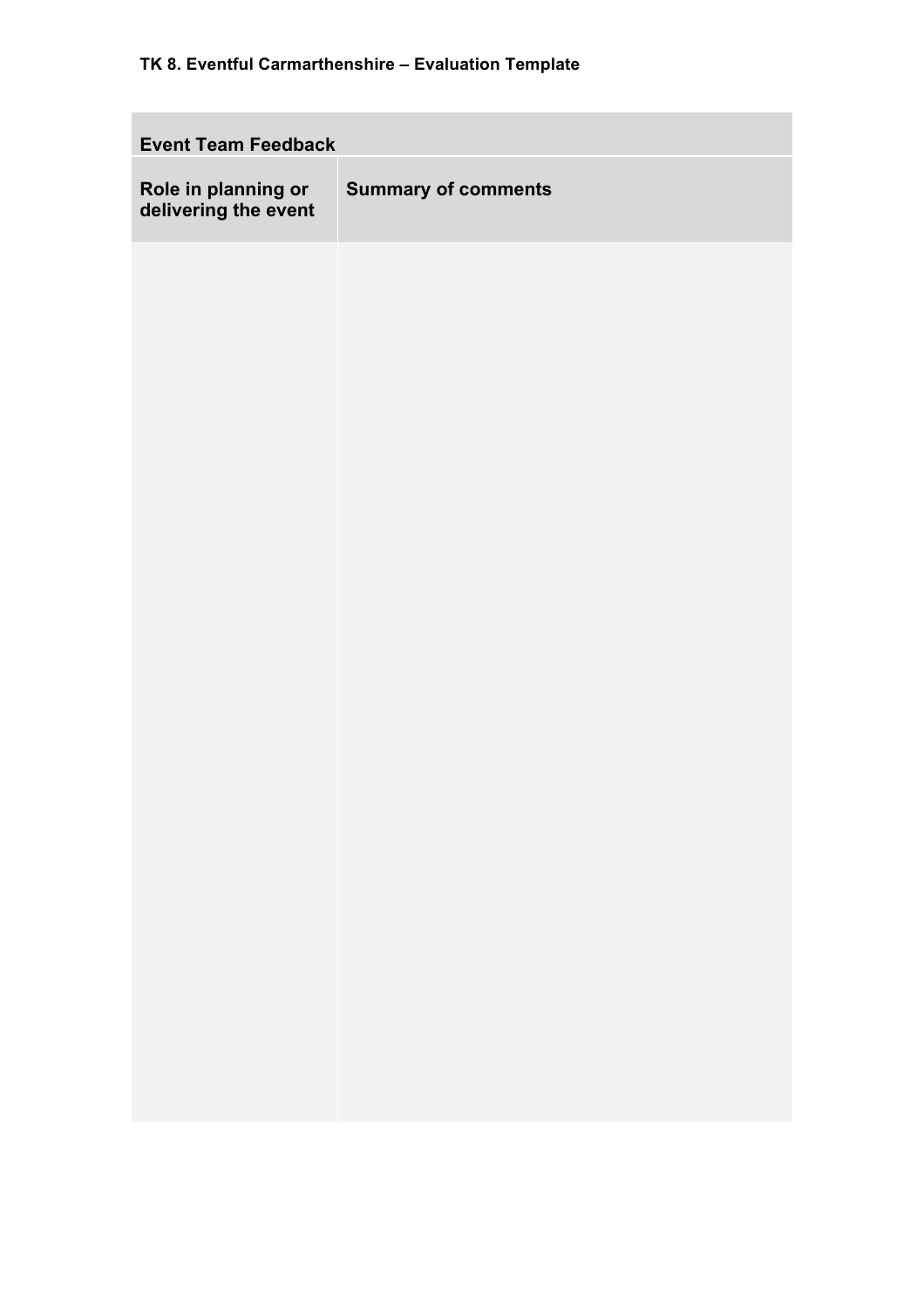**TK 8. Eventful Carmarthenshire – Evaluation Template**

| Event Team Feedback | |
|---|---|
| **Role in planning or delivering the event** | **Summary of comments** |
| | |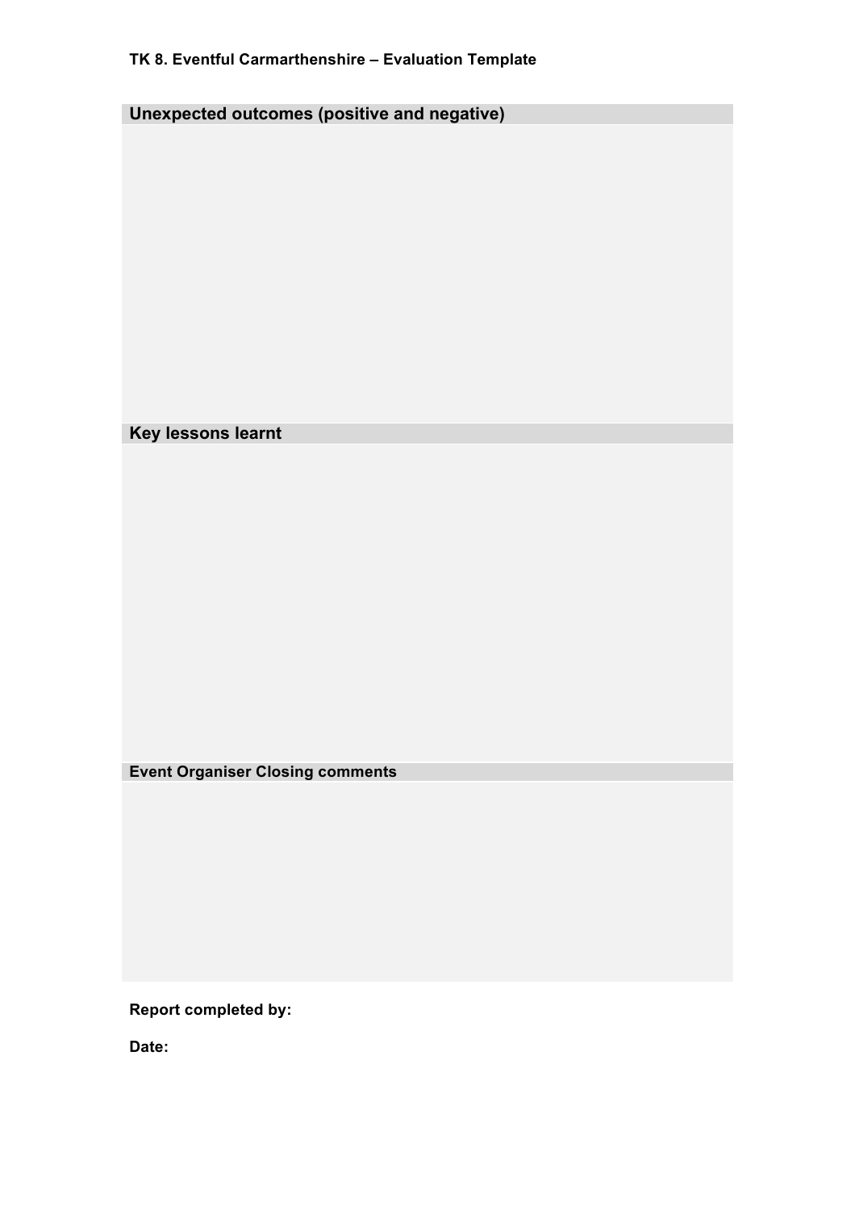**TK 8. Eventful Carmarthenshire – Evaluation Template**

## Unexpected outcomes (positive and negative)

## Key lessons learnt

### Event Organiser Closing comments

**Report completed by:**

**Date:**